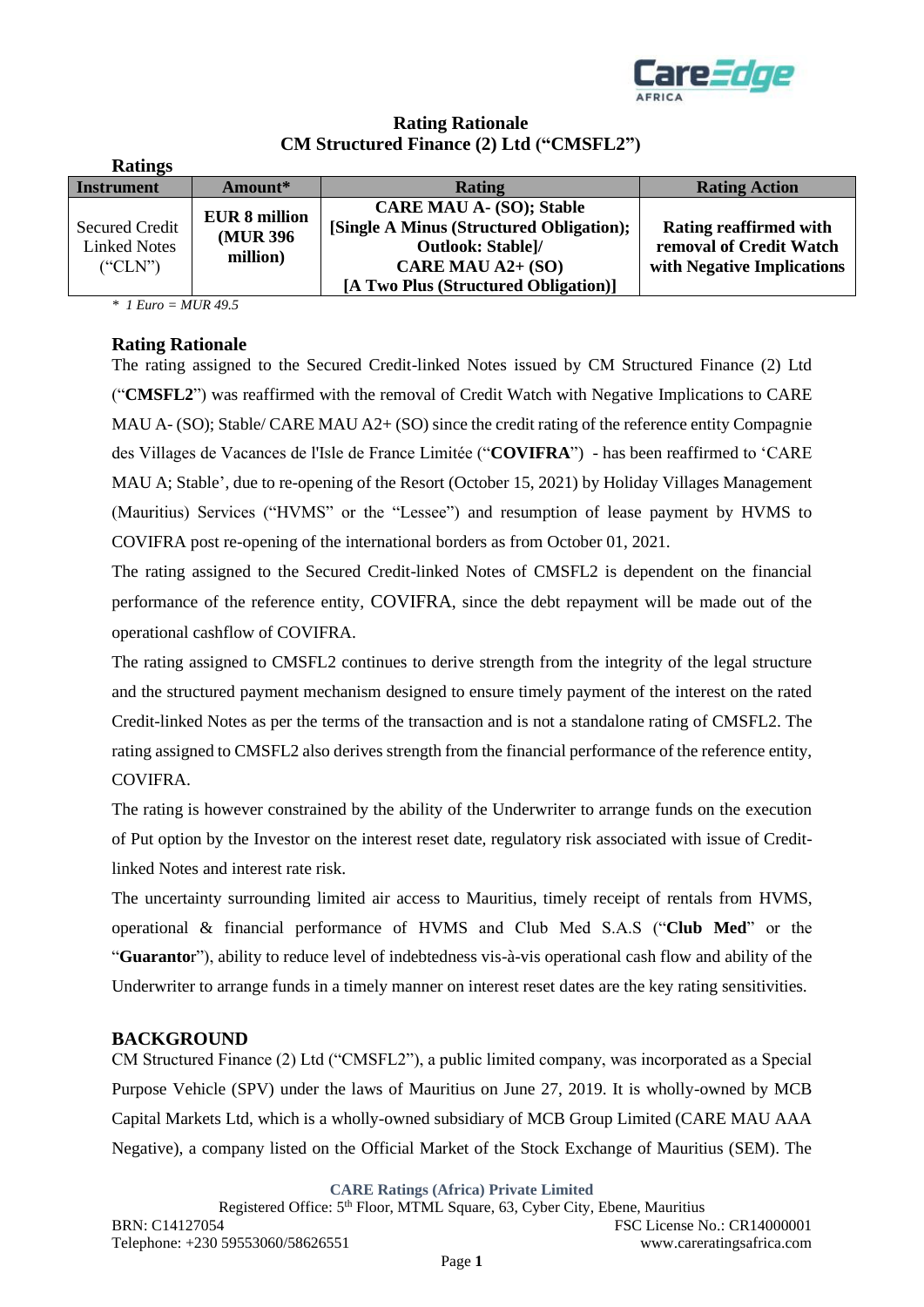# Rating Rationale
# CM Structured Finance (2) Ltd ("CMSFL2")

## Ratings

| Instrument | Amount* | Rating | Rating Action |
|---|---|---|---|
| Secured Credit Linked Notes ("CLN") | **EUR 8 million (MUR 396 million)** | **CARE MAU A- (SO); Stable [Single A Minus (Structured Obligation); Outlook: Stable]/ CARE MAU A2+ (SO) [A Two Plus (Structured Obligation)]** | **Rating reaffirmed with removal of Credit Watch with Negative Implications** |

*\* 1 Euro = MUR 49.5*

## Rating Rationale

The rating assigned to the Secured Credit-linked Notes issued by CM Structured Finance (2) Ltd ("**CMSFL2**") was reaffirmed with the removal of Credit Watch with Negative Implications to CARE MAU A- (SO); Stable/ CARE MAU A2+ (SO) since the credit rating of the reference entity Compagnie des Villages de Vacances de l'Isle de France Limitée ("**COVIFRA**") - has been reaffirmed to 'CARE MAU A; Stable', due to re-opening of the Resort (October 15, 2021) by Holiday Villages Management (Mauritius) Services ("HVMS" or the "Lessee") and resumption of lease payment by HVMS to COVIFRA post re-opening of the international borders as from October 01, 2021.

The rating assigned to the Secured Credit-linked Notes of CMSFL2 is dependent on the financial performance of the reference entity, COVIFRA, since the debt repayment will be made out of the operational cashflow of COVIFRA.

The rating assigned to CMSFL2 continues to derive strength from the integrity of the legal structure and the structured payment mechanism designed to ensure timely payment of the interest on the rated Credit-linked Notes as per the terms of the transaction and is not a standalone rating of CMSFL2. The rating assigned to CMSFL2 also derives strength from the financial performance of the reference entity, COVIFRA.

The rating is however constrained by the ability of the Underwriter to arrange funds on the execution of Put option by the Investor on the interest reset date, regulatory risk associated with issue of Credit-linked Notes and interest rate risk.

The uncertainty surrounding limited air access to Mauritius, timely receipt of rentals from HVMS, operational & financial performance of HVMS and Club Med S.A.S ("**Club Med**" or the "**Guarantor**"), ability to reduce level of indebtedness vis-à-vis operational cash flow and ability of the Underwriter to arrange funds in a timely manner on interest reset dates are the key rating sensitivities.

## BACKGROUND

CM Structured Finance (2) Ltd ("CMSFL2"), a public limited company, was incorporated as a Special Purpose Vehicle (SPV) under the laws of Mauritius on June 27, 2019. It is wholly-owned by MCB Capital Markets Ltd, which is a wholly-owned subsidiary of MCB Group Limited (CARE MAU AAA Negative), a company listed on the Official Market of the Stock Exchange of Mauritius (SEM). The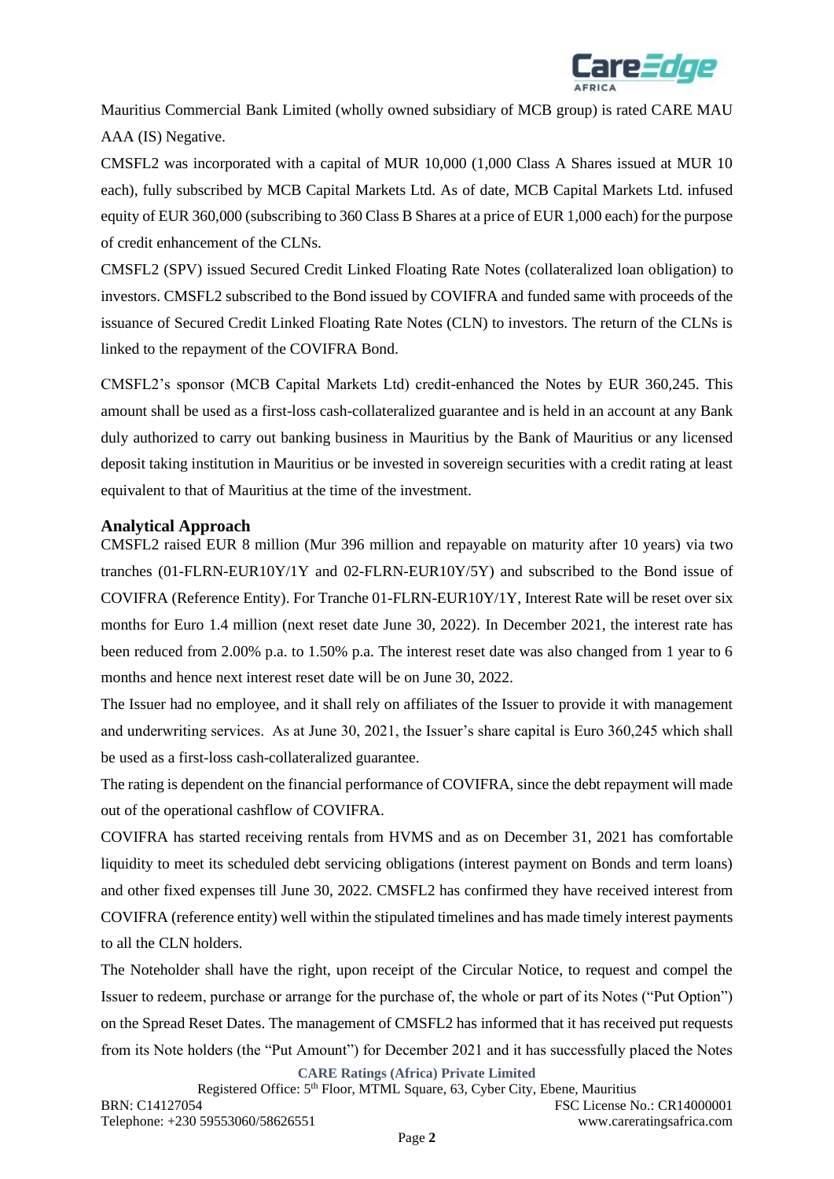Mauritius Commercial Bank Limited (wholly owned subsidiary of MCB group) is rated CARE MAU AAA (IS) Negative.

CMSFL2 was incorporated with a capital of MUR 10,000 (1,000 Class A Shares issued at MUR 10 each), fully subscribed by MCB Capital Markets Ltd. As of date, MCB Capital Markets Ltd. infused equity of EUR 360,000 (subscribing to 360 Class B Shares at a price of EUR 1,000 each) for the purpose of credit enhancement of the CLNs.

CMSFL2 (SPV) issued Secured Credit Linked Floating Rate Notes (collateralized loan obligation) to investors. CMSFL2 subscribed to the Bond issued by COVIFRA and funded same with proceeds of the issuance of Secured Credit Linked Floating Rate Notes (CLN) to investors. The return of the CLNs is linked to the repayment of the COVIFRA Bond.

CMSFL2's sponsor (MCB Capital Markets Ltd) credit-enhanced the Notes by EUR 360,245. This amount shall be used as a first-loss cash-collateralized guarantee and is held in an account at any Bank duly authorized to carry out banking business in Mauritius by the Bank of Mauritius or any licensed deposit taking institution in Mauritius or be invested in sovereign securities with a credit rating at least equivalent to that of Mauritius at the time of the investment.

## Analytical Approach

CMSFL2 raised EUR 8 million (Mur 396 million and repayable on maturity after 10 years) via two tranches (01-FLRN-EUR10Y/1Y and 02-FLRN-EUR10Y/5Y) and subscribed to the Bond issue of COVIFRA (Reference Entity). For Tranche 01-FLRN-EUR10Y/1Y, Interest Rate will be reset over six months for Euro 1.4 million (next reset date June 30, 2022). In December 2021, the interest rate has been reduced from 2.00% p.a. to 1.50% p.a. The interest reset date was also changed from 1 year to 6 months and hence next interest reset date will be on June 30, 2022.

The Issuer had no employee, and it shall rely on affiliates of the Issuer to provide it with management and underwriting services. As at June 30, 2021, the Issuer's share capital is Euro 360,245 which shall be used as a first-loss cash-collateralized guarantee.

The rating is dependent on the financial performance of COVIFRA, since the debt repayment will made out of the operational cashflow of COVIFRA.

COVIFRA has started receiving rentals from HVMS and as on December 31, 2021 has comfortable liquidity to meet its scheduled debt servicing obligations (interest payment on Bonds and term loans) and other fixed expenses till June 30, 2022. CMSFL2 has confirmed they have received interest from COVIFRA (reference entity) well within the stipulated timelines and has made timely interest payments to all the CLN holders.

The Noteholder shall have the right, upon receipt of the Circular Notice, to request and compel the Issuer to redeem, purchase or arrange for the purchase of, the whole or part of its Notes ("Put Option") on the Spread Reset Dates. The management of CMSFL2 has informed that it has received put requests from its Note holders (the "Put Amount") for December 2021 and it has successfully placed the Notes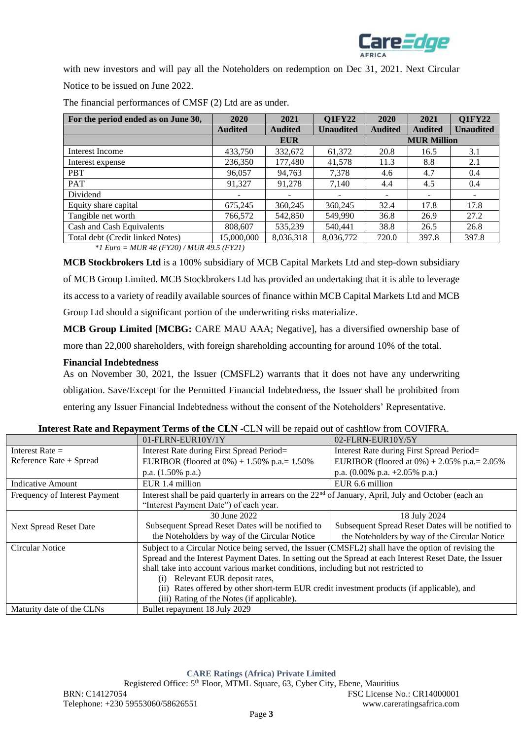with new investors and will pay all the Noteholders on redemption on Dec 31, 2021. Next Circular Notice to be issued on June 2022.

The financial performances of CMSF (2) Ltd are as under.

| For the period ended as on June 30, | 2020 | 2021 | Q1FY22 | 2020 | 2021 | Q1FY22 |
|---|---|---|---|---|---|---|
| | Audited | Audited | Unaudited | Audited | Audited | Unaudited |
| | EUR | | | MUR Million | | |
| Interest Income | 433,750 | 332,672 | 61,372 | 20.8 | 16.5 | 3.1 |
| Interest expense | 236,350 | 177,480 | 41,578 | 11.3 | 8.8 | 2.1 |
| PBT | 96,057 | 94,763 | 7,378 | 4.6 | 4.7 | 0.4 |
| PAT | 91,327 | 91,278 | 7,140 | 4.4 | 4.5 | 0.4 |
| Dividend | - | - | - | - | - | - |
| Equity share capital | 675,245 | 360,245 | 360,245 | 32.4 | 17.8 | 17.8 |
| Tangible net worth | 766,572 | 542,850 | 549,990 | 36.8 | 26.9 | 27.2 |
| Cash and Cash Equivalents | 808,607 | 535,239 | 540,441 | 38.8 | 26.5 | 26.8 |
| Total debt (Credit linked Notes) | 15,000,000 | 8,036,318 | 8,036,772 | 720.0 | 397.8 | 397.8 |

*\*1 Euro = MUR 48 (FY20) / MUR 49.5 (FY21)*

**MCB Stockbrokers Ltd** is a 100% subsidiary of MCB Capital Markets Ltd and step-down subsidiary of MCB Group Limited. MCB Stockbrokers Ltd has provided an undertaking that it is able to leverage its access to a variety of readily available sources of finance within MCB Capital Markets Ltd and MCB Group Ltd should a significant portion of the underwriting risks materialize.

**MCB Group Limited [MCBG:** CARE MAU AAA; Negative], has a diversified ownership base of more than 22,000 shareholders, with foreign shareholding accounting for around 10% of the total.

**Financial Indebtedness**

As on November 30, 2021, the Issuer (CMSFL2) warrants that it does not have any underwriting obligation. Save/Except for the Permitted Financial Indebtedness, the Issuer shall be prohibited from entering any Issuer Financial Indebtedness without the consent of the Noteholders' Representative.

**Interest Rate and Repayment Terms of the CLN -**CLN will be repaid out of cashflow from COVIFRA.

| | 01-FLRN-EUR10Y/1Y | 02-FLRN-EUR10Y/5Y |
|---|---|---|
| Interest Rate = Reference Rate + Spread | Interest Rate during First Spread Period= EURIBOR (floored at 0%) + 1.50% p.a.= 1.50% p.a. (1.50% p.a.) | Interest Rate during First Spread Period= EURIBOR (floored at 0%) + 2.05% p.a.= 2.05% p.a. (0.00% p.a. +2.05% p.a.) |
| Indicative Amount | EUR 1.4 million | EUR 6.6 million |
| Frequency of Interest Payment | Interest shall be paid quarterly in arrears on the 22nd of January, April, July and October (each an "Interest Payment Date") of each year. | |
| Next Spread Reset Date | 30 June 2022<br>Subsequent Spread Reset Dates will be notified to the Noteholders by way of the Circular Notice | 18 July 2024<br>Subsequent Spread Reset Dates will be notified to the Noteholders by way of the Circular Notice |
| Circular Notice | Subject to a Circular Notice being served, the Issuer (CMSFL2) shall have the option of revising the Spread and the Interest Payment Dates. In setting out the Spread at each Interest Reset Date, the Issuer shall take into account various market conditions, including but not restricted to<br>(i) Relevant EUR deposit rates,<br>(ii) Rates offered by other short-term EUR credit investment products (if applicable), and<br>(iii) Rating of the Notes (if applicable). | |
| Maturity date of the CLNs | Bullet repayment 18 July 2029 | |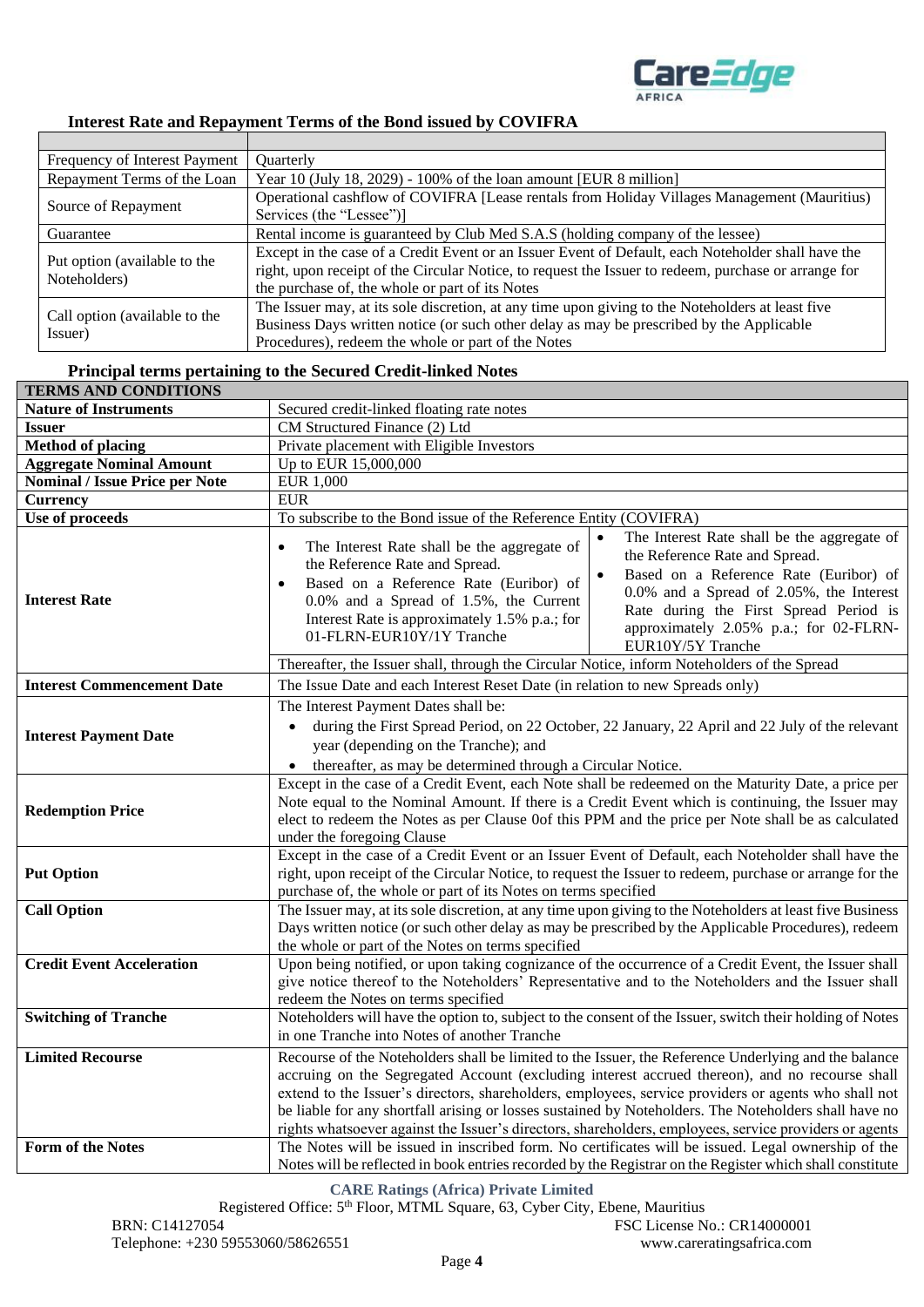### Interest Rate and Repayment Terms of the Bond issued by COVIFRA

| | |
|---|---|
| Frequency of Interest Payment | Quarterly |
| Repayment Terms of the Loan | Year 10 (July 18, 2029) - 100% of the loan amount [EUR 8 million] |
| Source of Repayment | Operational cashflow of COVIFRA [Lease rentals from Holiday Villages Management (Mauritius) Services (the "Lessee")] |
| Guarantee | Rental income is guaranteed by Club Med S.A.S (holding company of the lessee) |
| Put option (available to the Noteholders) | Except in the case of a Credit Event or an Issuer Event of Default, each Noteholder shall have the right, upon receipt of the Circular Notice, to request the Issuer to redeem, purchase or arrange for the purchase of, the whole or part of its Notes |
| Call option (available to the Issuer) | The Issuer may, at its sole discretion, at any time upon giving to the Noteholders at least five Business Days written notice (or such other delay as may be prescribed by the Applicable Procedures), redeem the whole or part of the Notes |

### Principal terms pertaining to the Secured Credit-linked Notes

| **TERMS AND CONDITIONS** | | |
|---|---|---|
| **Nature of Instruments** | Secured credit-linked floating rate notes | |
| **Issuer** | CM Structured Finance (2) Ltd | |
| **Method of placing** | Private placement with Eligible Investors | |
| **Aggregate Nominal Amount** | Up to EUR 15,000,000 | |
| **Nominal / Issue Price per Note** | EUR 1,000 | |
| **Currency** | EUR | |
| **Use of proceeds** | To subscribe to the Bond issue of the Reference Entity (COVIFRA) | |
| **Interest Rate** | • The Interest Rate shall be the aggregate of the Reference Rate and Spread.<br>• Based on a Reference Rate (Euribor) of 0.0% and a Spread of 1.5%, the Current Interest Rate is approximately 1.5% p.a.; for 01-FLRN-EUR10Y/1Y Tranche | • The Interest Rate shall be the aggregate of the Reference Rate and Spread.<br>• Based on a Reference Rate (Euribor) of 0.0% and a Spread of 2.05%, the Interest Rate during the First Spread Period is approximately 2.05% p.a.; for 02-FLRN-EUR10Y/5Y Tranche |
| | Thereafter, the Issuer shall, through the Circular Notice, inform Noteholders of the Spread | |
| **Interest Commencement Date** | The Issue Date and each Interest Reset Date (in relation to new Spreads only) | |
| **Interest Payment Date** | The Interest Payment Dates shall be:<br>• during the First Spread Period, on 22 October, 22 January, 22 April and 22 July of the relevant year (depending on the Tranche); and<br>• thereafter, as may be determined through a Circular Notice. | |
| **Redemption Price** | Except in the case of a Credit Event, each Note shall be redeemed on the Maturity Date, a price per Note equal to the Nominal Amount. If there is a Credit Event which is continuing, the Issuer may elect to redeem the Notes as per Clause 0of this PPM and the price per Note shall be as calculated under the foregoing Clause | |
| **Put Option** | Except in the case of a Credit Event or an Issuer Event of Default, each Noteholder shall have the right, upon receipt of the Circular Notice, to request the Issuer to redeem, purchase or arrange for the purchase of, the whole or part of its Notes on terms specified | |
| **Call Option** | The Issuer may, at its sole discretion, at any time upon giving to the Noteholders at least five Business Days written notice (or such other delay as may be prescribed by the Applicable Procedures), redeem the whole or part of the Notes on terms specified | |
| **Credit Event Acceleration** | Upon being notified, or upon taking cognizance of the occurrence of a Credit Event, the Issuer shall give notice thereof to the Noteholders' Representative and to the Noteholders and the Issuer shall redeem the Notes on terms specified | |
| **Switching of Tranche** | Noteholders will have the option to, subject to the consent of the Issuer, switch their holding of Notes in one Tranche into Notes of another Tranche | |
| **Limited Recourse** | Recourse of the Noteholders shall be limited to the Issuer, the Reference Underlying and the balance accruing on the Segregated Account (excluding interest accrued thereon), and no recourse shall extend to the Issuer's directors, shareholders, employees, service providers or agents who shall not be liable for any shortfall arising or losses sustained by Noteholders. The Noteholders shall have no rights whatsoever against the Issuer's directors, shareholders, employees, service providers or agents | |
| **Form of the Notes** | The Notes will be issued in inscribed form. No certificates will be issued. Legal ownership of the Notes will be reflected in book entries recorded by the Registrar on the Register which shall constitute | |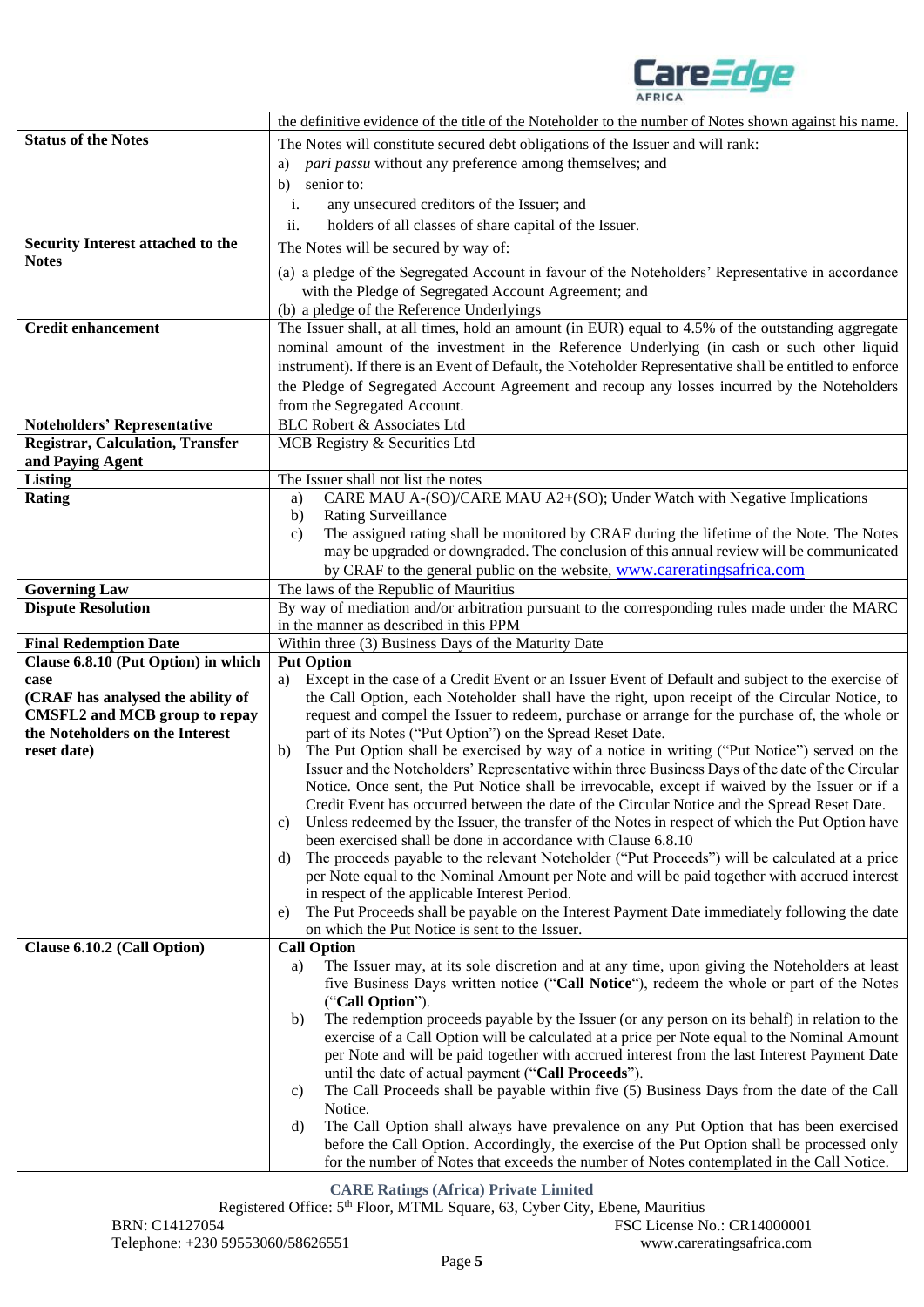| | |
|---|---|
| | the definitive evidence of the title of the Noteholder to the number of Notes shown against his name. |
| **Status of the Notes** | The Notes will constitute secured debt obligations of the Issuer and will rank:<br>a) *pari passu* without any preference among themselves; and<br>b) senior to:<br>i. any unsecured creditors of the Issuer; and<br>ii. holders of all classes of share capital of the Issuer. |
| **Security Interest attached to the Notes** | The Notes will be secured by way of:<br>(a) a pledge of the Segregated Account in favour of the Noteholders' Representative in accordance with the Pledge of Segregated Account Agreement; and<br>(b) a pledge of the Reference Underlyings |
| **Credit enhancement** | The Issuer shall, at all times, hold an amount (in EUR) equal to 4.5% of the outstanding aggregate nominal amount of the investment in the Reference Underlying (in cash or such other liquid instrument). If there is an Event of Default, the Noteholder Representative shall be entitled to enforce the Pledge of Segregated Account Agreement and recoup any losses incurred by the Noteholders from the Segregated Account. |
| **Noteholders' Representative** | BLC Robert & Associates Ltd |
| **Registrar, Calculation, Transfer and Paying Agent** | MCB Registry & Securities Ltd |
| **Listing** | The Issuer shall not list the notes |
| **Rating** | a) CARE MAU A-(SO)/CARE MAU A2+(SO); Under Watch with Negative Implications<br>b) Rating Surveillance<br>c) The assigned rating shall be monitored by CRAF during the lifetime of the Note. The Notes may be upgraded or downgraded. The conclusion of this annual review will be communicated by CRAF to the general public on the website, www.careratingsafrica.com |
| **Governing Law** | The laws of the Republic of Mauritius |
| **Dispute Resolution** | By way of mediation and/or arbitration pursuant to the corresponding rules made under the MARC in the manner as described in this PPM |
| **Final Redemption Date** | Within three (3) Business Days of the Maturity Date |
| **Clause 6.8.10 (Put Option) in which case**<br>**(CRAF has analysed the ability of CMSFL2 and MCB group to repay the Noteholders on the Interest reset date)** | **Put Option**<br>a) Except in the case of a Credit Event or an Issuer Event of Default and subject to the exercise of the Call Option, each Noteholder shall have the right, upon receipt of the Circular Notice, to request and compel the Issuer to redeem, purchase or arrange for the purchase of, the whole or part of its Notes ("Put Option") on the Spread Reset Date.<br>b) The Put Option shall be exercised by way of a notice in writing ("Put Notice") served on the Issuer and the Noteholders' Representative within three Business Days of the date of the Circular Notice. Once sent, the Put Notice shall be irrevocable, except if waived by the Issuer or if a Credit Event has occurred between the date of the Circular Notice and the Spread Reset Date.<br>c) Unless redeemed by the Issuer, the transfer of the Notes in respect of which the Put Option have been exercised shall be done in accordance with Clause 6.8.10<br>d) The proceeds payable to the relevant Noteholder ("Put Proceeds") will be calculated at a price per Note equal to the Nominal Amount per Note and will be paid together with accrued interest in respect of the applicable Interest Period.<br>e) The Put Proceeds shall be payable on the Interest Payment Date immediately following the date on which the Put Notice is sent to the Issuer. |
| **Clause 6.10.2 (Call Option)** | **Call Option**<br>a) The Issuer may, at its sole discretion and at any time, upon giving the Noteholders at least five Business Days written notice ("**Call Notice**"), redeem the whole or part of the Notes ("**Call Option**").<br>b) The redemption proceeds payable by the Issuer (or any person on its behalf) in relation to the exercise of a Call Option will be calculated at a price per Note equal to the Nominal Amount per Note and will be paid together with accrued interest from the last Interest Payment Date until the date of actual payment ("**Call Proceeds**").<br>c) The Call Proceeds shall be payable within five (5) Business Days from the date of the Call Notice.<br>d) The Call Option shall always have prevalence on any Put Option that has been exercised before the Call Option. Accordingly, the exercise of the Put Option shall be processed only for the number of Notes that exceeds the number of Notes contemplated in the Call Notice. |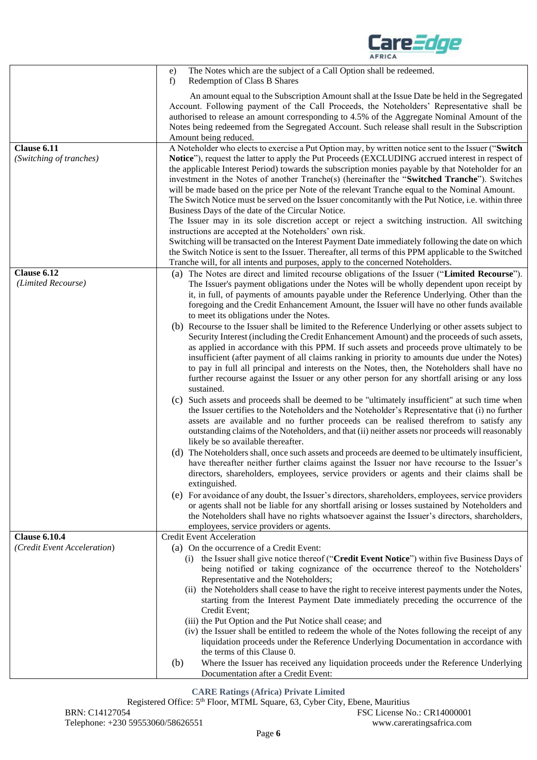| | |
|---|---|
| | e) The Notes which are the subject of a Call Option shall be redeemed.<br>f) Redemption of Class B Shares<br><br>An amount equal to the Subscription Amount shall at the Issue Date be held in the Segregated Account. Following payment of the Call Proceeds, the Noteholders' Representative shall be authorised to release an amount corresponding to 4.5% of the Aggregate Nominal Amount of the Notes being redeemed from the Segregated Account. Such release shall result in the Subscription Amount being reduced. |
| **Clause 6.11**<br>*(Switching of tranches)* | A Noteholder who elects to exercise a Put Option may, by written notice sent to the Issuer ("**Switch Notice**"), request the latter to apply the Put Proceeds (EXCLUDING accrued interest in respect of the applicable Interest Period) towards the subscription monies payable by that Noteholder for an investment in the Notes of another Tranche(s) (hereinafter the "**Switched Tranche**"). Switches will be made based on the price per Note of the relevant Tranche equal to the Nominal Amount.<br>The Switch Notice must be served on the Issuer concomitantly with the Put Notice, i.e. within three Business Days of the date of the Circular Notice.<br>The Issuer may in its sole discretion accept or reject a switching instruction. All switching instructions are accepted at the Noteholders' own risk.<br>Switching will be transacted on the Interest Payment Date immediately following the date on which the Switch Notice is sent to the Issuer. Thereafter, all terms of this PPM applicable to the Switched Tranche will, for all intents and purposes, apply to the concerned Noteholders. |
| **Clause 6.12**<br>*(Limited Recourse)* | (a) The Notes are direct and limited recourse obligations of the Issuer ("**Limited Recourse**"). The Issuer's payment obligations under the Notes will be wholly dependent upon receipt by it, in full, of payments of amounts payable under the Reference Underlying. Other than the foregoing and the Credit Enhancement Amount, the Issuer will have no other funds available to meet its obligations under the Notes.<br>(b) Recourse to the Issuer shall be limited to the Reference Underlying or other assets subject to Security Interest (including the Credit Enhancement Amount) and the proceeds of such assets, as applied in accordance with this PPM. If such assets and proceeds prove ultimately to be insufficient (after payment of all claims ranking in priority to amounts due under the Notes) to pay in full all principal and interests on the Notes, then, the Noteholders shall have no further recourse against the Issuer or any other person for any shortfall arising or any loss sustained.<br>(c) Such assets and proceeds shall be deemed to be "ultimately insufficient" at such time when the Issuer certifies to the Noteholders and the Noteholder's Representative that (i) no further assets are available and no further proceeds can be realised therefrom to satisfy any outstanding claims of the Noteholders, and that (ii) neither assets nor proceeds will reasonably likely be so available thereafter.<br>(d) The Noteholders shall, once such assets and proceeds are deemed to be ultimately insufficient, have thereafter neither further claims against the Issuer nor have recourse to the Issuer's directors, shareholders, employees, service providers or agents and their claims shall be extinguished.<br>(e) For avoidance of any doubt, the Issuer's directors, shareholders, employees, service providers or agents shall not be liable for any shortfall arising or losses sustained by Noteholders and the Noteholders shall have no rights whatsoever against the Issuer's directors, shareholders, employees, service providers or agents. |
| **Clause 6.10.4**<br>*(Credit Event Acceleration)* | Credit Event Acceleration<br>(a) On the occurrence of a Credit Event:<br>(i) the Issuer shall give notice thereof ("**Credit Event Notice**") within five Business Days of being notified or taking cognizance of the occurrence thereof to the Noteholders' Representative and the Noteholders;<br>(ii) the Noteholders shall cease to have the right to receive interest payments under the Notes, starting from the Interest Payment Date immediately preceding the occurrence of the Credit Event;<br>(iii) the Put Option and the Put Notice shall cease; and<br>(iv) the Issuer shall be entitled to redeem the whole of the Notes following the receipt of any liquidation proceeds under the Reference Underlying Documentation in accordance with the terms of this Clause 0.<br>(b) Where the Issuer has received any liquidation proceeds under the Reference Underlying Documentation after a Credit Event: |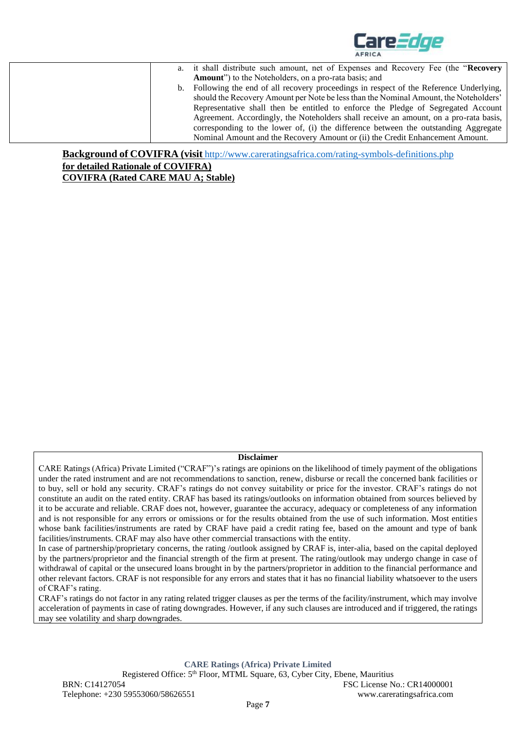| | |
|---|---|
| | a. it shall distribute such amount, net of Expenses and Recovery Fee (the "**Recovery Amount**") to the Noteholders, on a pro-rata basis; and<br>b. Following the end of all recovery proceedings in respect of the Reference Underlying, should the Recovery Amount per Note be less than the Nominal Amount, the Noteholders' Representative shall then be entitled to enforce the Pledge of Segregated Account Agreement. Accordingly, the Noteholders shall receive an amount, on a pro-rata basis, corresponding to the lower of, (i) the difference between the outstanding Aggregate Nominal Amount and the Recovery Amount or (ii) the Credit Enhancement Amount. |

**Background of COVIFRA (visit http://www.careratingsafrica.com/rating-symbols-definitions.php for detailed Rationale of COVIFRA)**

**COVIFRA (Rated CARE MAU A; Stable)**

**Disclaimer**

CARE Ratings (Africa) Private Limited ("CRAF")'s ratings are opinions on the likelihood of timely payment of the obligations under the rated instrument and are not recommendations to sanction, renew, disburse or recall the concerned bank facilities or to buy, sell or hold any security. CRAF's ratings do not convey suitability or price for the investor. CRAF's ratings do not constitute an audit on the rated entity. CRAF has based its ratings/outlooks on information obtained from sources believed by it to be accurate and reliable. CRAF does not, however, guarantee the accuracy, adequacy or completeness of any information and is not responsible for any errors or omissions or for the results obtained from the use of such information. Most entities whose bank facilities/instruments are rated by CRAF have paid a credit rating fee, based on the amount and type of bank facilities/instruments. CRAF may also have other commercial transactions with the entity.

In case of partnership/proprietary concerns, the rating /outlook assigned by CRAF is, inter-alia, based on the capital deployed by the partners/proprietor and the financial strength of the firm at present. The rating/outlook may undergo change in case of withdrawal of capital or the unsecured loans brought in by the partners/proprietor in addition to the financial performance and other relevant factors. CRAF is not responsible for any errors and states that it has no financial liability whatsoever to the users of CRAF's rating.

CRAF's ratings do not factor in any rating related trigger clauses as per the terms of the facility/instrument, which may involve acceleration of payments in case of rating downgrades. However, if any such clauses are introduced and if triggered, the ratings may see volatility and sharp downgrades.